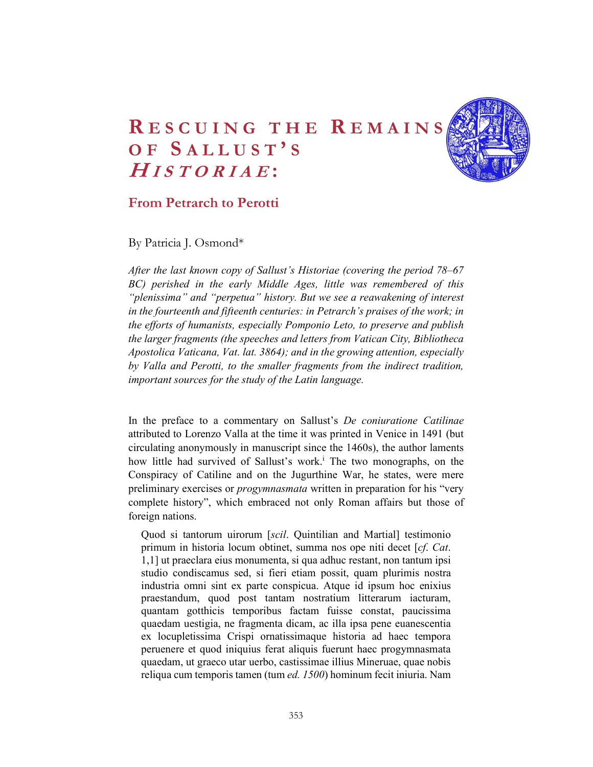# Rescuing the Remains of Sallust's *Historiae*:

## From Petrarch to Perotti

By Patricia J. Osmond*

*After the last known copy of Sallust's Historiae (covering the period 78–67 BC) perished in the early Middle Ages, little was remembered of this "plenissima" and "perpetua" history. But we see a reawakening of interest in the fourteenth and fifteenth centuries: in Petrarch's praises of the work; in the efforts of humanists, especially Pomponio Leto, to preserve and publish the larger fragments (the speeches and letters from Vatican City, Bibliotheca Apostolica Vaticana, Vat. lat. 3864); and in the growing attention, especially by Valla and Perotti, to the smaller fragments from the indirect tradition, important sources for the study of the Latin language.*

In the preface to a commentary on Sallust's *De coniuratione Catilinae* attributed to Lorenzo Valla at the time it was printed in Venice in 1491 (but circulating anonymously in manuscript since the 1460s), the author laments how little had survived of Sallust's work.[i] The two monographs, on the Conspiracy of Catiline and on the Jugurthine War, he states, were mere preliminary exercises or *progymnasmata* written in preparation for his "very complete history", which embraced not only Roman affairs but those of foreign nations.

> Quod si tantorum uirorum [*scil*. Quintilian and Martial] testimonio primum in historia locum obtinet, summa nos ope niti decet [*cf*. *Cat*. 1,1] ut praeclara eius monumenta, si qua adhuc restant, non tantum ipsi studio condiscamus sed, si fieri etiam possit, quam plurimis nostra industria omni sint ex parte conspicua. Atque id ipsum hoc enixius praestandum, quod post tantam nostratium litterarum iacturam, quantam gotthicis temporibus factam fuisse constat, paucissima quaedam uestigia, ne fragmenta dicam, ac illa ipsa pene euanescentia ex locupletissima Crispi ornatissimaque historia ad haec tempora peruenere et quod iniquius ferat aliquis fuerunt haec progymnasmata quaedam, ut graeco utar uerbo, castissimae illius Mineruae, quae nobis reliqua cum temporis tamen (tum *ed. 1500*) hominum fecit iniuria. Nam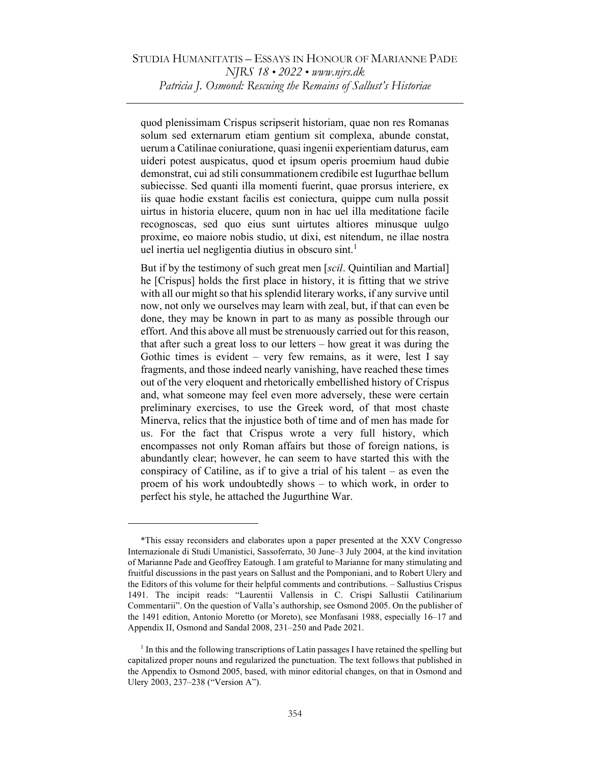quod plenissimam Crispus scripserit historiam, quae non res Romanas solum sed externarum etiam gentium sit complexa, abunde constat, uerum a Catilinae coniuratione, quasi ingenii experientiam daturus, eam uideri potest auspicatus, quod et ipsum operis proemium haud dubie demonstrat, cui ad stili consummationem credibile est Iugurthae bellum subiecisse. Sed quanti illa momenti fuerint, quae prorsus interiere, ex iis quae hodie exstant facilis est coniectura, quippe cum nulla possit uirtus in historia elucere, quum non in hac uel illa meditatione facile recognoscas, sed quo eius sunt uirtutes altiores minusque uulgo proxime, eo maiore nobis studio, ut dixi, est nitendum, ne illae nostra uel inertia uel negligentia diutius in obscuro sint.[1]

But if by the testimony of such great men [*scil*. Quintilian and Martial] he [Crispus] holds the first place in history, it is fitting that we strive with all our might so that his splendid literary works, if any survive until now, not only we ourselves may learn with zeal, but, if that can even be done, they may be known in part to as many as possible through our effort. And this above all must be strenuously carried out for this reason, that after such a great loss to our letters – how great it was during the Gothic times is evident – very few remains, as it were, lest I say fragments, and those indeed nearly vanishing, have reached these times out of the very eloquent and rhetorically embellished history of Crispus and, what someone may feel even more adversely, these were certain preliminary exercises, to use the Greek word, of that most chaste Minerva, relics that the injustice both of time and of men has made for us. For the fact that Crispus wrote a very full history, which encompasses not only Roman affairs but those of foreign nations, is abundantly clear; however, he can seem to have started this with the conspiracy of Catiline, as if to give a trial of his talent – as even the proem of his work undoubtedly shows – to which work, in order to perfect his style, he attached the Jugurthine War.

---

*This essay reconsiders and elaborates upon a paper presented at the XXV Congresso Internazionale di Studi Umanistici, Sassoferrato, 30 June–3 July 2004, at the kind invitation of Marianne Pade and Geoffrey Eatough. I am grateful to Marianne for many stimulating and fruitful discussions in the past years on Sallust and the Pomponiani, and to Robert Ulery and the Editors of this volume for their helpful comments and contributions. – Sallustius Crispus 1491. The incipit reads: "Laurentii Vallensis in C. Crispi Sallustii Catilinarium Commentarii". On the question of Valla's authorship, see Osmond 2005. On the publisher of the 1491 edition, Antonio Moretto (or Moreto), see Monfasani 1988, especially 16–17 and Appendix II, Osmond and Sandal 2008, 231–250 and Pade 2021.

[1] In this and the following transcriptions of Latin passages I have retained the spelling but capitalized proper nouns and regularized the punctuation. The text follows that published in the Appendix to Osmond 2005, based, with minor editorial changes, on that in Osmond and Ulery 2003, 237–238 ("Version A").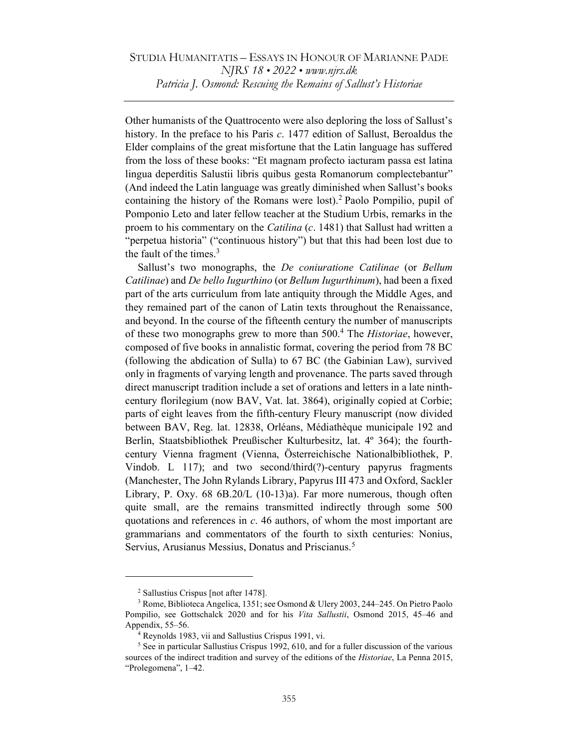Other humanists of the Quattrocento were also deploring the loss of Sallust's history. In the preface to his Paris *c.* 1477 edition of Sallust, Beroaldus the Elder complains of the great misfortune that the Latin language has suffered from the loss of these books: "Et magnam profecto iacturam passa est latina lingua deperditis Salustii libris quibus gesta Romanorum complectebantur" (And indeed the Latin language was greatly diminished when Sallust's books containing the history of the Romans were lost).[2] Paolo Pompilio, pupil of Pomponio Leto and later fellow teacher at the Studium Urbis, remarks in the proem to his commentary on the *Catilina* (*c.* 1481) that Sallust had written a "perpetua historia" ("continuous history") but that this had been lost due to the fault of the times.[3]

Sallust's two monographs, the *De coniuratione Catilinae* (or *Bellum Catilinae*) and *De bello Iugurthino* (or *Bellum Iugurthinum*), had been a fixed part of the arts curriculum from late antiquity through the Middle Ages, and they remained part of the canon of Latin texts throughout the Renaissance, and beyond. In the course of the fifteenth century the number of manuscripts of these two monographs grew to more than 500.[4] The *Historiae*, however, composed of five books in annalistic format, covering the period from 78 BC (following the abdication of Sulla) to 67 BC (the Gabinian Law), survived only in fragments of varying length and provenance. The parts saved through direct manuscript tradition include a set of orations and letters in a late ninth-century florilegium (now BAV, Vat. lat. 3864), originally copied at Corbie; parts of eight leaves from the fifth-century Fleury manuscript (now divided between BAV, Reg. lat. 12838, Orléans, Médiathèque municipale 192 and Berlin, Staatsbibliothek Preußischer Kulturbesitz, lat. 4º 364); the fourth-century Vienna fragment (Vienna, Österreichische Nationalbibliothek, P. Vindob. L 117); and two second/third(?)-century papyrus fragments (Manchester, The John Rylands Library, Papyrus III 473 and Oxford, Sackler Library, P. Oxy. 68 6B.20/L (10-13)a). Far more numerous, though often quite small, are the remains transmitted indirectly through some 500 quotations and references in *c.* 46 authors, of whom the most important are grammarians and commentators of the fourth to sixth centuries: Nonius, Servius, Arusianus Messius, Donatus and Priscianus.[5]

---

[2] Sallustius Crispus [not after 1478].

[3] Rome, Biblioteca Angelica, 1351; see Osmond & Ulery 2003, 244–245. On Pietro Paolo Pompilio, see Gottschalck 2020 and for his *Vita Sallustii*, Osmond 2015, 45–46 and Appendix, 55–56.

[4] Reynolds 1983, vii and Sallustius Crispus 1991, vi.

[5] See in particular Sallustius Crispus 1992, 610, and for a fuller discussion of the various sources of the indirect tradition and survey of the editions of the *Historiae*, La Penna 2015, "Prolegomena", 1–42.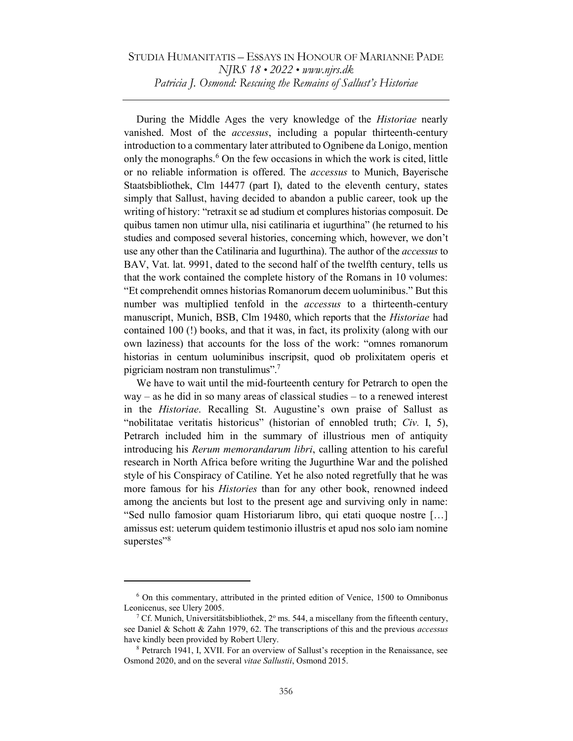During the Middle Ages the very knowledge of the *Historiae* nearly vanished. Most of the *accessus*, including a popular thirteenth-century introduction to a commentary later attributed to Ognibene da Lonigo, mention only the monographs.[6] On the few occasions in which the work is cited, little or no reliable information is offered. The *accessus* to Munich, Bayerische Staatsbibliothek, Clm 14477 (part I), dated to the eleventh century, states simply that Sallust, having decided to abandon a public career, took up the writing of history: "retraxit se ad studium et complures historias composuit. De quibus tamen non utimur ulla, nisi catilinaria et iugurthina" (he returned to his studies and composed several histories, concerning which, however, we don't use any other than the Catilinaria and Iugurthina). The author of the *accessus* to BAV, Vat. lat. 9991, dated to the second half of the twelfth century, tells us that the work contained the complete history of the Romans in 10 volumes: "Et comprehendit omnes historias Romanorum decem uoluminibus." But this number was multiplied tenfold in the *accessus* to a thirteenth-century manuscript, Munich, BSB, Clm 19480, which reports that the *Historiae* had contained 100 (!) books, and that it was, in fact, its prolixity (along with our own laziness) that accounts for the loss of the work: "omnes romanorum historias in centum uoluminibus inscripsit, quod ob prolixitatem operis et pigriciam nostram non transtulimus".[7]

We have to wait until the mid-fourteenth century for Petrarch to open the way – as he did in so many areas of classical studies – to a renewed interest in the *Historiae*. Recalling St. Augustine's own praise of Sallust as "nobilitatae veritatis historicus" (historian of ennobled truth; *Civ.* I, 5), Petrarch included him in the summary of illustrious men of antiquity introducing his *Rerum memorandarum libri*, calling attention to his careful research in North Africa before writing the Jugurthine War and the polished style of his Conspiracy of Catiline. Yet he also noted regretfully that he was more famous for his *Histories* than for any other book, renowned indeed among the ancients but lost to the present age and surviving only in name: "Sed nullo famosior quam Historiarum libro, qui etati quoque nostre […] amissus est: ueterum quidem testimonio illustris et apud nos solo iam nomine superstes"[8]

---

[6] On this commentary, attributed in the printed edition of Venice, 1500 to Omnibonus Leonicenus, see Ulery 2005.

[7] Cf. Munich, Universitätsbibliothek, 2º ms. 544, a miscellany from the fifteenth century, see Daniel & Schott & Zahn 1979, 62. The transcriptions of this and the previous *accessus* have kindly been provided by Robert Ulery.

[8] Petrarch 1941, I, XVII. For an overview of Sallust's reception in the Renaissance, see Osmond 2020, and on the several *vitae Sallustii*, Osmond 2015.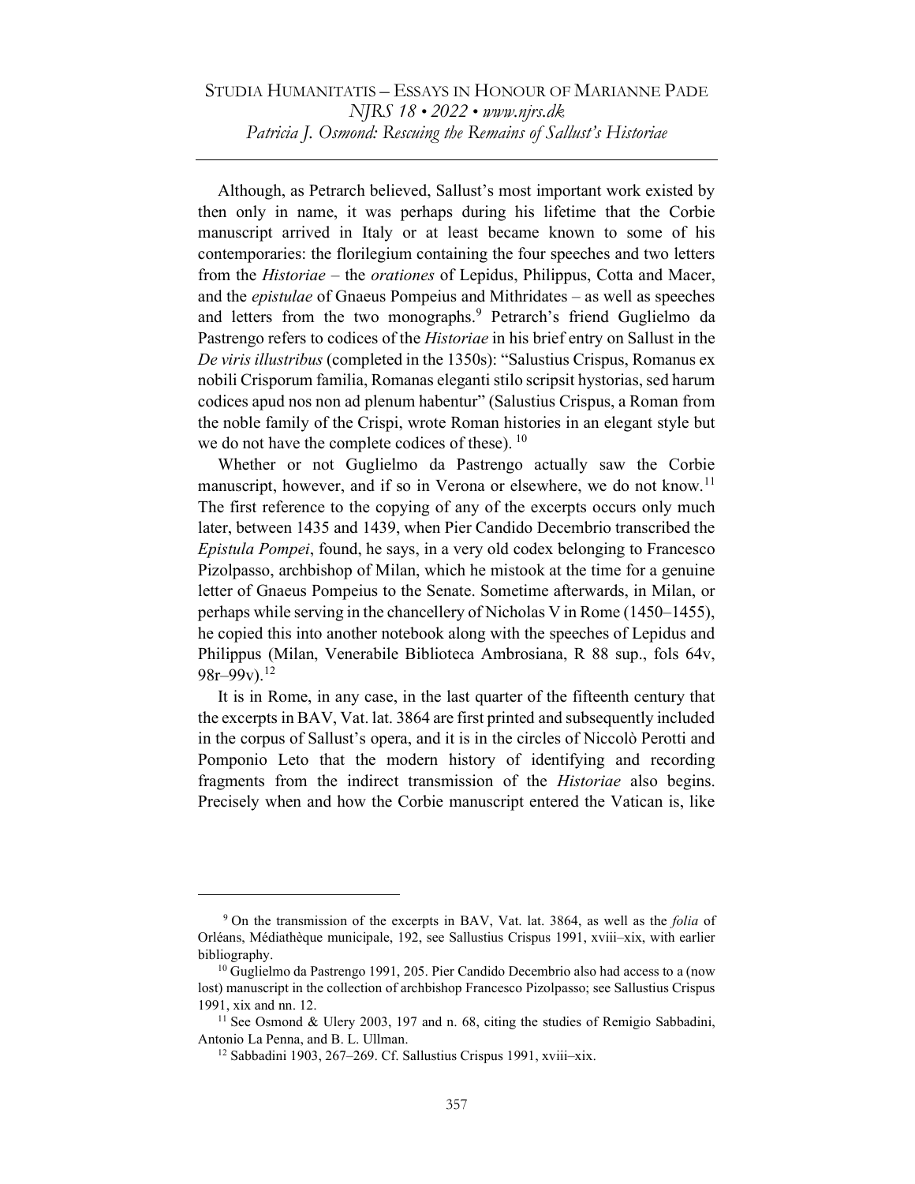Although, as Petrarch believed, Sallust's most important work existed by then only in name, it was perhaps during his lifetime that the Corbie manuscript arrived in Italy or at least became known to some of his contemporaries: the florilegium containing the four speeches and two letters from the *Historiae* – the *orationes* of Lepidus, Philippus, Cotta and Macer, and the *epistulae* of Gnaeus Pompeius and Mithridates – as well as speeches and letters from the two monographs.[9] Petrarch's friend Guglielmo da Pastrengo refers to codices of the *Historiae* in his brief entry on Sallust in the *De viris illustribus* (completed in the 1350s): "Salustius Crispus, Romanus ex nobili Crisporum familia, Romanas eleganti stilo scripsit hystorias, sed harum codices apud nos non ad plenum habentur" (Salustius Crispus, a Roman from the noble family of the Crispi, wrote Roman histories in an elegant style but we do not have the complete codices of these).[10]

Whether or not Guglielmo da Pastrengo actually saw the Corbie manuscript, however, and if so in Verona or elsewhere, we do not know.[11] The first reference to the copying of any of the excerpts occurs only much later, between 1435 and 1439, when Pier Candido Decembrio transcribed the *Epistula Pompei*, found, he says, in a very old codex belonging to Francesco Pizolpasso, archbishop of Milan, which he mistook at the time for a genuine letter of Gnaeus Pompeius to the Senate. Sometime afterwards, in Milan, or perhaps while serving in the chancellery of Nicholas V in Rome (1450–1455), he copied this into another notebook along with the speeches of Lepidus and Philippus (Milan, Venerabile Biblioteca Ambrosiana, R 88 sup., fols 64v, 98r–99v).[12]

It is in Rome, in any case, in the last quarter of the fifteenth century that the excerpts in BAV, Vat. lat. 3864 are first printed and subsequently included in the corpus of Sallust's opera, and it is in the circles of Niccolò Perotti and Pomponio Leto that the modern history of identifying and recording fragments from the indirect transmission of the *Historiae* also begins. Precisely when and how the Corbie manuscript entered the Vatican is, like

---

[9] On the transmission of the excerpts in BAV, Vat. lat. 3864, as well as the *folia* of Orléans, Médiathèque municipale, 192, see Sallustius Crispus 1991, xviii–xix, with earlier bibliography.

[10] Guglielmo da Pastrengo 1991, 205. Pier Candido Decembrio also had access to a (now lost) manuscript in the collection of archbishop Francesco Pizolpasso; see Sallustius Crispus 1991, xix and nn. 12.

[11] See Osmond & Ulery 2003, 197 and n. 68, citing the studies of Remigio Sabbadini, Antonio La Penna, and B. L. Ullman.

[12] Sabbadini 1903, 267–269. Cf. Sallustius Crispus 1991, xviii–xix.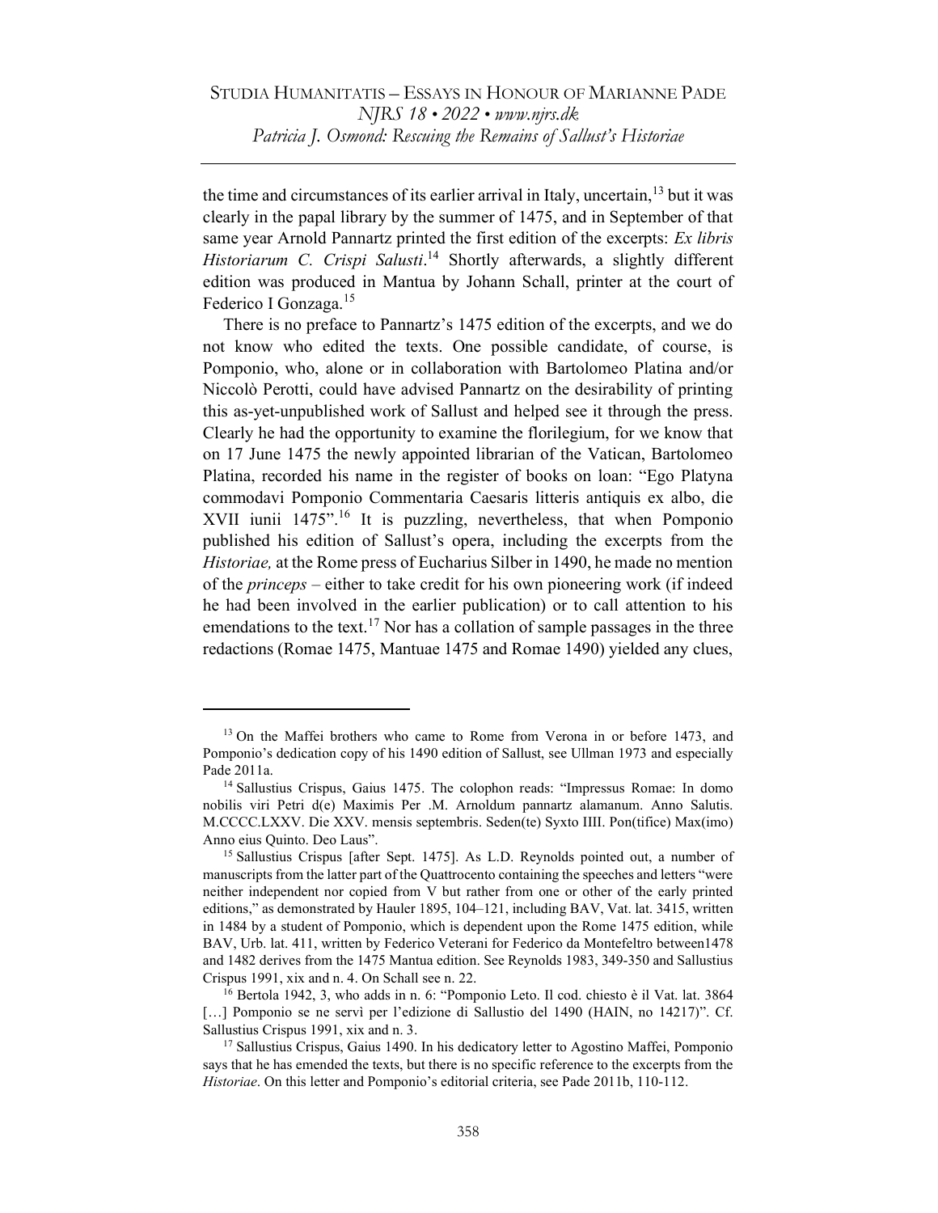the time and circumstances of its earlier arrival in Italy, uncertain,[13] but it was clearly in the papal library by the summer of 1475, and in September of that same year Arnold Pannartz printed the first edition of the excerpts: *Ex libris Historiarum C. Crispi Salusti*.[14] Shortly afterwards, a slightly different edition was produced in Mantua by Johann Schall, printer at the court of Federico I Gonzaga.[15]

There is no preface to Pannartz's 1475 edition of the excerpts, and we do not know who edited the texts. One possible candidate, of course, is Pomponio, who, alone or in collaboration with Bartolomeo Platina and/or Niccolò Perotti, could have advised Pannartz on the desirability of printing this as-yet-unpublished work of Sallust and helped see it through the press. Clearly he had the opportunity to examine the florilegium, for we know that on 17 June 1475 the newly appointed librarian of the Vatican, Bartolomeo Platina, recorded his name in the register of books on loan: "Ego Platyna commodavi Pomponio Commentaria Caesaris litteris antiquis ex albo, die XVII iunii 1475".[16] It is puzzling, nevertheless, that when Pomponio published his edition of Sallust's opera, including the excerpts from the *Historiae,* at the Rome press of Eucharius Silber in 1490, he made no mention of the *princeps* – either to take credit for his own pioneering work (if indeed he had been involved in the earlier publication) or to call attention to his emendations to the text.[17] Nor has a collation of sample passages in the three redactions (Romae 1475, Mantuae 1475 and Romae 1490) yielded any clues,

---

[13] On the Maffei brothers who came to Rome from Verona in or before 1473, and Pomponio's dedication copy of his 1490 edition of Sallust, see Ullman 1973 and especially Pade 2011a.

[14] Sallustius Crispus, Gaius 1475. The colophon reads: "Impressus Romae: In domo nobilis viri Petri d(e) Maximis Per .M. Arnoldum pannartz alamanum. Anno Salutis. M.CCCC.LXXV. Die XXV. mensis septembris. Seden(te) Syxto IIII. Pon(tifice) Max(imo) Anno eius Quinto. Deo Laus".

[15] Sallustius Crispus [after Sept. 1475]. As L.D. Reynolds pointed out, a number of manuscripts from the latter part of the Quattrocento containing the speeches and letters "were neither independent nor copied from V but rather from one or other of the early printed editions," as demonstrated by Hauler 1895, 104–121, including BAV, Vat. lat. 3415, written in 1484 by a student of Pomponio, which is dependent upon the Rome 1475 edition, while BAV, Urb. lat. 411, written by Federico Veterani for Federico da Montefeltro between1478 and 1482 derives from the 1475 Mantua edition. See Reynolds 1983, 349-350 and Sallustius Crispus 1991, xix and n. 4. On Schall see n. 22.

[16] Bertola 1942, 3, who adds in n. 6: "Pomponio Leto. Il cod. chiesto è il Vat. lat. 3864 […] Pomponio se ne servì per l'edizione di Sallustio del 1490 (HAIN, no 14217)". Cf. Sallustius Crispus 1991, xix and n. 3.

[17] Sallustius Crispus, Gaius 1490. In his dedicatory letter to Agostino Maffei, Pomponio says that he has emended the texts, but there is no specific reference to the excerpts from the *Historiae*. On this letter and Pomponio's editorial criteria, see Pade 2011b, 110-112.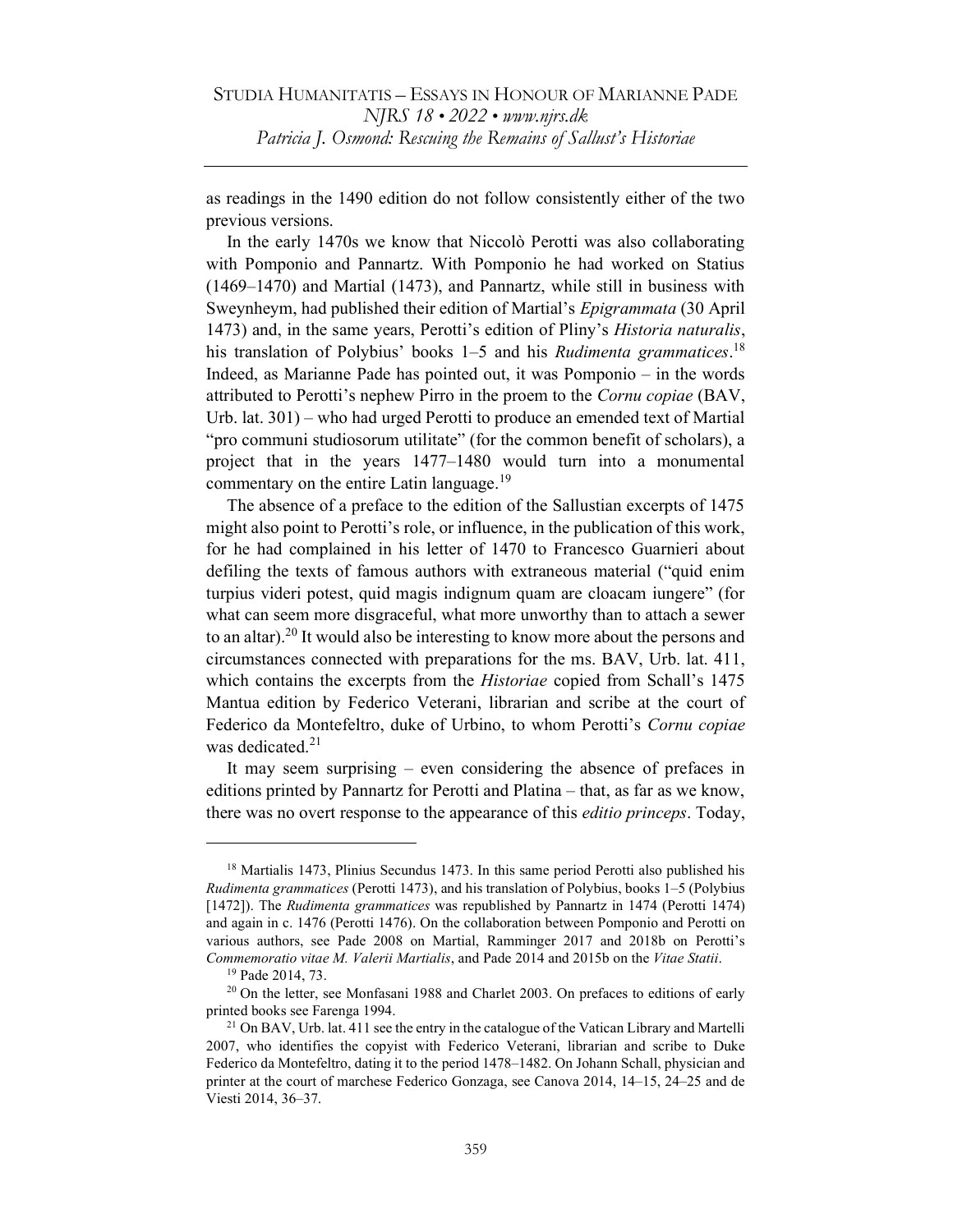as readings in the 1490 edition do not follow consistently either of the two previous versions.

In the early 1470s we know that Niccolò Perotti was also collaborating with Pomponio and Pannartz. With Pomponio he had worked on Statius (1469–1470) and Martial (1473), and Pannartz, while still in business with Sweynheym, had published their edition of Martial's *Epigrammata* (30 April 1473) and, in the same years, Perotti's edition of Pliny's *Historia naturalis*, his translation of Polybius' books 1–5 and his *Rudimenta grammatices*.[18] Indeed, as Marianne Pade has pointed out, it was Pomponio – in the words attributed to Perotti's nephew Pirro in the proem to the *Cornu copiae* (BAV, Urb. lat. 301) – who had urged Perotti to produce an emended text of Martial "pro communi studiosorum utilitate" (for the common benefit of scholars), a project that in the years 1477–1480 would turn into a monumental commentary on the entire Latin language.[19]

The absence of a preface to the edition of the Sallustian excerpts of 1475 might also point to Perotti's role, or influence, in the publication of this work, for he had complained in his letter of 1470 to Francesco Guarnieri about defiling the texts of famous authors with extraneous material ("quid enim turpius videri potest, quid magis indignum quam are cloacam iungere" (for what can seem more disgraceful, what more unworthy than to attach a sewer to an altar).[20] It would also be interesting to know more about the persons and circumstances connected with preparations for the ms. BAV, Urb. lat. 411, which contains the excerpts from the *Historiae* copied from Schall's 1475 Mantua edition by Federico Veterani, librarian and scribe at the court of Federico da Montefeltro, duke of Urbino, to whom Perotti's *Cornu copiae* was dedicated.[21]

It may seem surprising – even considering the absence of prefaces in editions printed by Pannartz for Perotti and Platina – that, as far as we know, there was no overt response to the appearance of this *editio princeps*. Today,

---

[18] Martialis 1473, Plinius Secundus 1473. In this same period Perotti also published his *Rudimenta grammatices* (Perotti 1473), and his translation of Polybius, books 1–5 (Polybius [1472]). The *Rudimenta grammatices* was republished by Pannartz in 1474 (Perotti 1474) and again in c. 1476 (Perotti 1476). On the collaboration between Pomponio and Perotti on various authors, see Pade 2008 on Martial, Ramminger 2017 and 2018b on Perotti's *Commemoratio vitae M. Valerii Martialis*, and Pade 2014 and 2015b on the *Vitae Statii*.

[19] Pade 2014, 73.

[20] On the letter, see Monfasani 1988 and Charlet 2003. On prefaces to editions of early printed books see Farenga 1994.

[21] On BAV, Urb. lat. 411 see the entry in the catalogue of the Vatican Library and Martelli 2007, who identifies the copyist with Federico Veterani, librarian and scribe to Duke Federico da Montefeltro, dating it to the period 1478–1482. On Johann Schall, physician and printer at the court of marchese Federico Gonzaga, see Canova 2014, 14–15, 24–25 and de Viesti 2014, 36–37.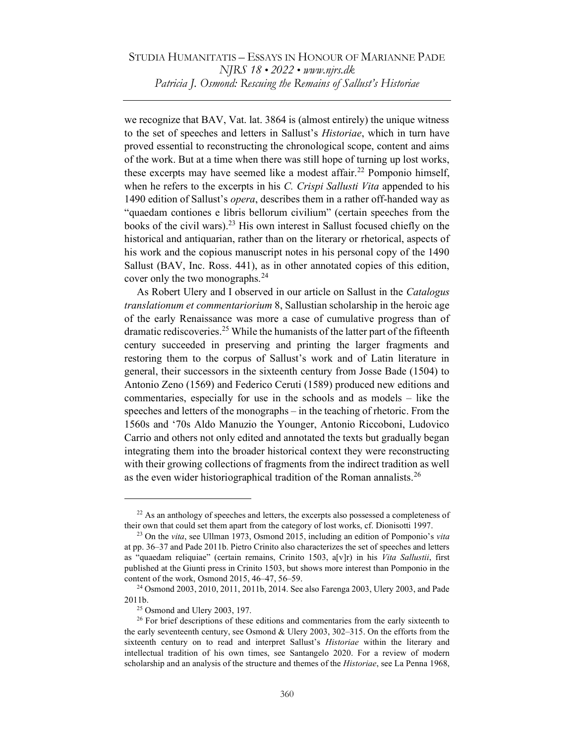we recognize that BAV, Vat. lat. 3864 is (almost entirely) the unique witness to the set of speeches and letters in Sallust's *Historiae*, which in turn have proved essential to reconstructing the chronological scope, content and aims of the work. But at a time when there was still hope of turning up lost works, these excerpts may have seemed like a modest affair.[22] Pomponio himself, when he refers to the excerpts in his *C. Crispi Sallusti Vita* appended to his 1490 edition of Sallust's *opera*, describes them in a rather off-handed way as "quaedam contiones e libris bellorum civilium" (certain speeches from the books of the civil wars).[23] His own interest in Sallust focused chiefly on the historical and antiquarian, rather than on the literary or rhetorical, aspects of his work and the copious manuscript notes in his personal copy of the 1490 Sallust (BAV, Inc. Ross. 441), as in other annotated copies of this edition, cover only the two monographs.[24]

As Robert Ulery and I observed in our article on Sallust in the *Catalogus translationum et commentariorium* 8, Sallustian scholarship in the heroic age of the early Renaissance was more a case of cumulative progress than of dramatic rediscoveries.[25] While the humanists of the latter part of the fifteenth century succeeded in preserving and printing the larger fragments and restoring them to the corpus of Sallust's work and of Latin literature in general, their successors in the sixteenth century from Josse Bade (1504) to Antonio Zeno (1569) and Federico Ceruti (1589) produced new editions and commentaries, especially for use in the schools and as models – like the speeches and letters of the monographs – in the teaching of rhetoric. From the 1560s and '70s Aldo Manuzio the Younger, Antonio Riccoboni, Ludovico Carrio and others not only edited and annotated the texts but gradually began integrating them into the broader historical context they were reconstructing with their growing collections of fragments from the indirect tradition as well as the even wider historiographical tradition of the Roman annalists.[26]

---

[22] As an anthology of speeches and letters, the excerpts also possessed a completeness of their own that could set them apart from the category of lost works, cf. Dionisotti 1997.

[23] On the *vita*, see Ullman 1973, Osmond 2015, including an edition of Pomponio's *vita* at pp. 36–37 and Pade 2011b. Pietro Crinito also characterizes the set of speeches and letters as "quaedam reliquiae" (certain remains, Crinito 1503, a[v]r) in his *Vita Sallustii*, first published at the Giunti press in Crinito 1503, but shows more interest than Pomponio in the content of the work, Osmond 2015, 46–47, 56–59.

[24] Osmond 2003, 2010, 2011, 2011b, 2014. See also Farenga 2003, Ulery 2003, and Pade 2011b.

[25] Osmond and Ulery 2003, 197.

[26] For brief descriptions of these editions and commentaries from the early sixteenth to the early seventeenth century, see Osmond & Ulery 2003, 302–315. On the efforts from the sixteenth century on to read and interpret Sallust's *Historiae* within the literary and intellectual tradition of his own times, see Santangelo 2020. For a review of modern scholarship and an analysis of the structure and themes of the *Historiae*, see La Penna 1968,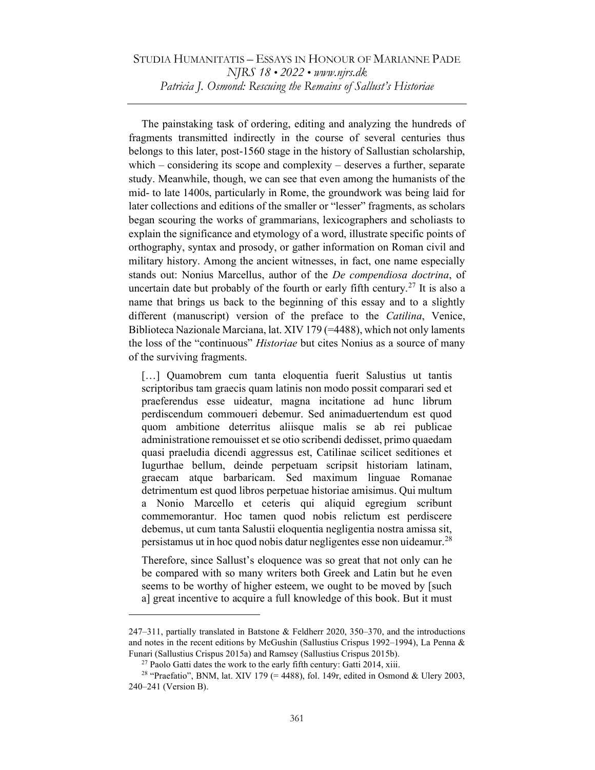The painstaking task of ordering, editing and analyzing the hundreds of fragments transmitted indirectly in the course of several centuries thus belongs to this later, post-1560 stage in the history of Sallustian scholarship, which – considering its scope and complexity – deserves a further, separate study. Meanwhile, though, we can see that even among the humanists of the mid- to late 1400s, particularly in Rome, the groundwork was being laid for later collections and editions of the smaller or "lesser" fragments, as scholars began scouring the works of grammarians, lexicographers and scholiasts to explain the significance and etymology of a word, illustrate specific points of orthography, syntax and prosody, or gather information on Roman civil and military history. Among the ancient witnesses, in fact, one name especially stands out: Nonius Marcellus, author of the *De compendiosa doctrina*, of uncertain date but probably of the fourth or early fifth century.[27] It is also a name that brings us back to the beginning of this essay and to a slightly different (manuscript) version of the preface to the *Catilina*, Venice, Biblioteca Nazionale Marciana, lat. XIV 179 (=4488), which not only laments the loss of the "continuous" *Historiae* but cites Nonius as a source of many of the surviving fragments.

> […] Quamobrem cum tanta eloquentia fuerit Salustius ut tantis scriptoribus tam graecis quam latinis non modo possit comparari sed et praeferendus esse uideatur, magna incitatione ad hunc librum perdiscendum commoueri debemur. Sed animaduertendum est quod quom ambitione deterritus aliisque malis se ab rei publicae administratione remouisset et se otio scribendi dedisset, primo quaedam quasi praeludia dicendi aggressus est, Catilinae scilicet seditiones et Iugurthae bellum, deinde perpetuam scripsit historiam latinam, graecam atque barbaricam. Sed maximum linguae Romanae detrimentum est quod libros perpetuae historiae amisimus. Qui multum a Nonio Marcello et ceteris qui aliquid egregium scribunt commemorantur. Hoc tamen quod nobis relictum est perdiscere debemus, ut cum tanta Salustii eloquentia negligentia nostra amissa sit, persistamus ut in hoc quod nobis datur negligentes esse non uideamur.[28]

> Therefore, since Sallust's eloquence was so great that not only can he be compared with so many writers both Greek and Latin but he even seems to be worthy of higher esteem, we ought to be moved by [such a] great incentive to acquire a full knowledge of this book. But it must

---

247–311, partially translated in Batstone & Feldherr 2020, 350–370, and the introductions and notes in the recent editions by McGushin (Sallustius Crispus 1992–1994), La Penna & Funari (Sallustius Crispus 2015a) and Ramsey (Sallustius Crispus 2015b).

[27] Paolo Gatti dates the work to the early fifth century: Gatti 2014, xiii.

[28] "Praefatio", BNM, lat. XIV 179 (= 4488), fol. 149r, edited in Osmond & Ulery 2003, 240–241 (Version B).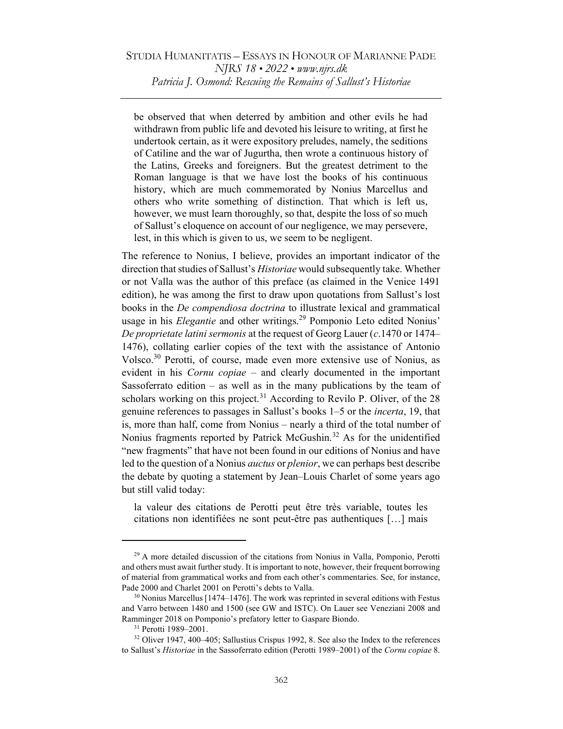> be observed that when deterred by ambition and other evils he had withdrawn from public life and devoted his leisure to writing, at first he undertook certain, as it were expository preludes, namely, the seditions of Catiline and the war of Jugurtha, then wrote a continuous history of the Latins, Greeks and foreigners. But the greatest detriment to the Roman language is that we have lost the books of his continuous history, which are much commemorated by Nonius Marcellus and others who write something of distinction. That which is left us, however, we must learn thoroughly, so that, despite the loss of so much of Sallust's eloquence on account of our negligence, we may persevere, lest, in this which is given to us, we seem to be negligent.

The reference to Nonius, I believe, provides an important indicator of the direction that studies of Sallust's *Historiae* would subsequently take. Whether or not Valla was the author of this preface (as claimed in the Venice 1491 edition), he was among the first to draw upon quotations from Sallust's lost books in the *De compendiosa doctrina* to illustrate lexical and grammatical usage in his *Elegantie* and other writings.[29] Pomponio Leto edited Nonius' *De proprietate latini sermonis* at the request of Georg Lauer (*c*.1470 or 1474–1476), collating earlier copies of the text with the assistance of Antonio Volsco.[30] Perotti, of course, made even more extensive use of Nonius, as evident in his *Cornu copiae* – and clearly documented in the important Sassoferrato edition – as well as in the many publications by the team of scholars working on this project.[31] According to Revilo P. Oliver, of the 28 genuine references to passages in Sallust's books 1–5 or the *incerta*, 19, that is, more than half, come from Nonius – nearly a third of the total number of Nonius fragments reported by Patrick McGushin.[32] As for the unidentified "new fragments" that have not been found in our editions of Nonius and have led to the question of a Nonius *auctus* or *plenior*, we can perhaps best describe the debate by quoting a statement by Jean–Louis Charlet of some years ago but still valid today:

> la valeur des citations de Perotti peut être très variable, toutes les citations non identifiées ne sont peut-être pas authentiques […] mais

---

[29] A more detailed discussion of the citations from Nonius in Valla, Pomponio, Perotti and others must await further study. It is important to note, however, their frequent borrowing of material from grammatical works and from each other's commentaries. See, for instance, Pade 2000 and Charlet 2001 on Perotti's debts to Valla.

[30] Nonius Marcellus [1474–1476]. The work was reprinted in several editions with Festus and Varro between 1480 and 1500 (see GW and ISTC). On Lauer see Veneziani 2008 and Ramminger 2018 on Pomponio's prefatory letter to Gaspare Biondo.

[31] Perotti 1989–2001.

[32] Oliver 1947, 400–405; Sallustius Crispus 1992, 8. See also the Index to the references to Sallust's *Historiae* in the Sassoferrato edition (Perotti 1989–2001) of the *Cornu copiae* 8.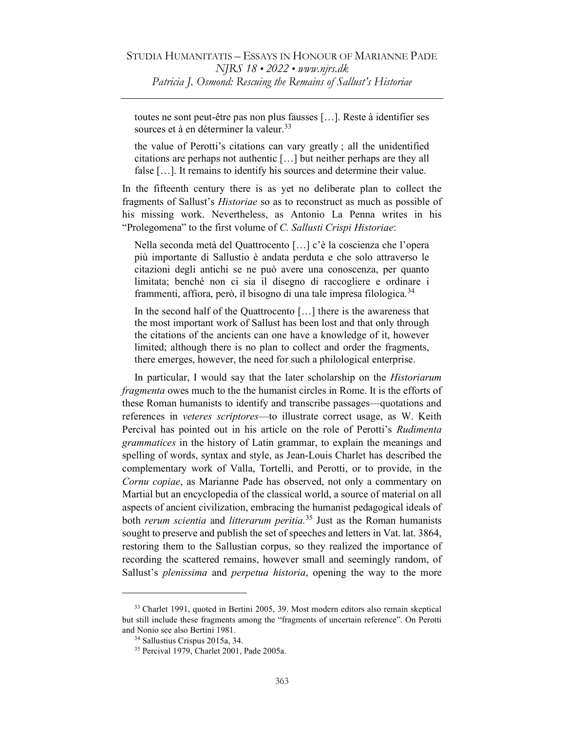> toutes ne sont peut-être pas non plus fausses […]. Reste à identifier ses sources et à en déterminer la valeur.[33]

> the value of Perotti's citations can vary greatly ; all the unidentified citations are perhaps not authentic […] but neither perhaps are they all false […]. It remains to identify his sources and determine their value.

In the fifteenth century there is as yet no deliberate plan to collect the fragments of Sallust's *Historiae* so as to reconstruct as much as possible of his missing work. Nevertheless, as Antonio La Penna writes in his "Prolegomena" to the first volume of *C. Sallusti Crispi Historiae*:

> Nella seconda metà del Quattrocento […] c'è la coscienza che l'opera più importante di Sallustio è andata perduta e che solo attraverso le citazioni degli antichi se ne può avere una conoscenza, per quanto limitata; benché non ci sia il disegno di raccogliere e ordinare i frammenti, affiora, però, il bisogno di una tale impresa filologica.[34]

> In the second half of the Quattrocento […] there is the awareness that the most important work of Sallust has been lost and that only through the citations of the ancients can one have a knowledge of it, however limited; although there is no plan to collect and order the fragments, there emerges, however, the need for such a philological enterprise.

In particular, I would say that the later scholarship on the *Historiarum fragmenta* owes much to the the humanist circles in Rome. It is the efforts of these Roman humanists to identify and transcribe passages—quotations and references in *veteres scriptores*—to illustrate correct usage, as W. Keith Percival has pointed out in his article on the role of Perotti's *Rudimenta grammatices* in the history of Latin grammar, to explain the meanings and spelling of words, syntax and style, as Jean-Louis Charlet has described the complementary work of Valla, Tortelli, and Perotti, or to provide, in the *Cornu copiae*, as Marianne Pade has observed, not only a commentary on Martial but an encyclopedia of the classical world, a source of material on all aspects of ancient civilization, embracing the humanist pedagogical ideals of both *rerum scientia* and *litterarum peritia.*[35] Just as the Roman humanists sought to preserve and publish the set of speeches and letters in Vat. lat. 3864, restoring them to the Sallustian corpus, so they realized the importance of recording the scattered remains, however small and seemingly random, of Sallust's *plenissima* and *perpetua historia*, opening the way to the more

---

[33] Charlet 1991, quoted in Bertini 2005, 39. Most modern editors also remain skeptical but still include these fragments among the "fragments of uncertain reference". On Perotti and Nonio see also Bertini 1981.

[34] Sallustius Crispus 2015a, 34.

[35] Percival 1979, Charlet 2001, Pade 2005a.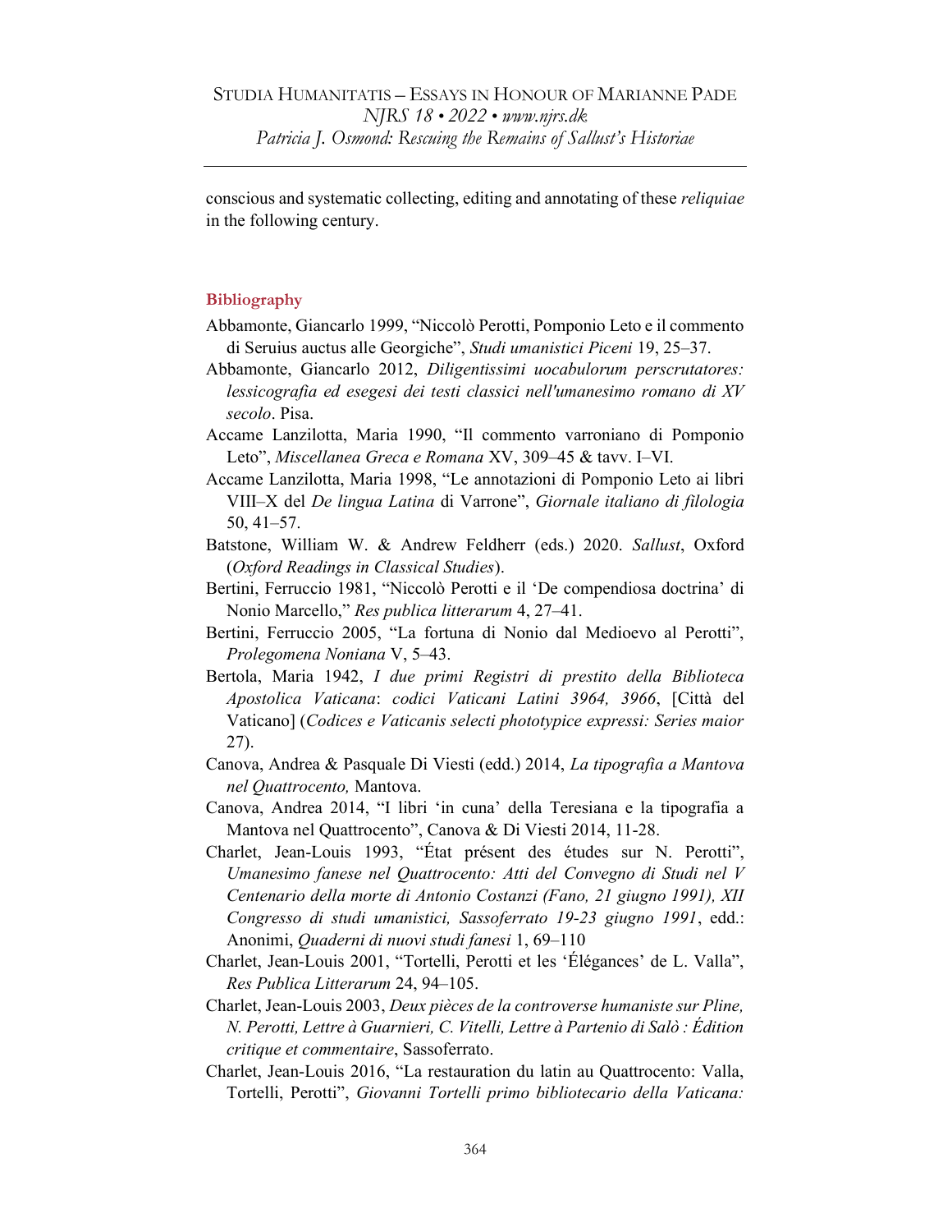conscious and systematic collecting, editing and annotating of these *reliquiae* in the following century.

## Bibliography

Abbamonte, Giancarlo 1999, "Niccolò Perotti, Pomponio Leto e il commento di Seruius auctus alle Georgiche", *Studi umanistici Piceni* 19, 25–37.

Abbamonte, Giancarlo 2012, *Diligentissimi uocabulorum perscrutatores: lessicografia ed esegesi dei testi classici nell'umanesimo romano di XV secolo*. Pisa.

Accame Lanzilotta, Maria 1990, "Il commento varroniano di Pomponio Leto", *Miscellanea Greca e Romana* XV, 309–45 & tavv. I–VI.

Accame Lanzilotta, Maria 1998, "Le annotazioni di Pomponio Leto ai libri VIII–X del *De lingua Latina* di Varrone", *Giornale italiano di filologia* 50, 41–57.

Batstone, William W. & Andrew Feldherr (eds.) 2020. *Sallust*, Oxford (*Oxford Readings in Classical Studies*).

Bertini, Ferruccio 1981, "Niccolò Perotti e il 'De compendiosa doctrina' di Nonio Marcello," *Res publica litterarum* 4, 27–41.

Bertini, Ferruccio 2005, "La fortuna di Nonio dal Medioevo al Perotti", *Prolegomena Noniana* V, 5–43.

Bertola, Maria 1942, *I due primi Registri di prestito della Biblioteca Apostolica Vaticana*: *codici Vaticani Latini 3964, 3966*, [Città del Vaticano] (*Codices e Vaticanis selecti phototypice expressi: Series maior* 27).

Canova, Andrea & Pasquale Di Viesti (edd.) 2014, *La tipografia a Mantova nel Quattrocento,* Mantova.

Canova, Andrea 2014, "I libri 'in cuna' della Teresiana e la tipografia a Mantova nel Quattrocento", Canova & Di Viesti 2014, 11-28.

Charlet, Jean-Louis 1993, "État présent des études sur N. Perotti", *Umanesimo fanese nel Quattrocento: Atti del Convegno di Studi nel V Centenario della morte di Antonio Costanzi (Fano, 21 giugno 1991), XII Congresso di studi umanistici, Sassoferrato 19-23 giugno 1991*, edd.: Anonimi, *Quaderni di nuovi studi fanesi* 1, 69–110

Charlet, Jean-Louis 2001, "Tortelli, Perotti et les 'Élégances' de L. Valla", *Res Publica Litterarum* 24, 94–105.

Charlet, Jean-Louis 2003, *Deux pièces de la controverse humaniste sur Pline, N. Perotti, Lettre à Guarnieri, C. Vitelli, Lettre à Partenio di Salò : Édition critique et commentaire*, Sassoferrato.

Charlet, Jean-Louis 2016, "La restauration du latin au Quattrocento: Valla, Tortelli, Perotti", *Giovanni Tortelli primo bibliotecario della Vaticana:*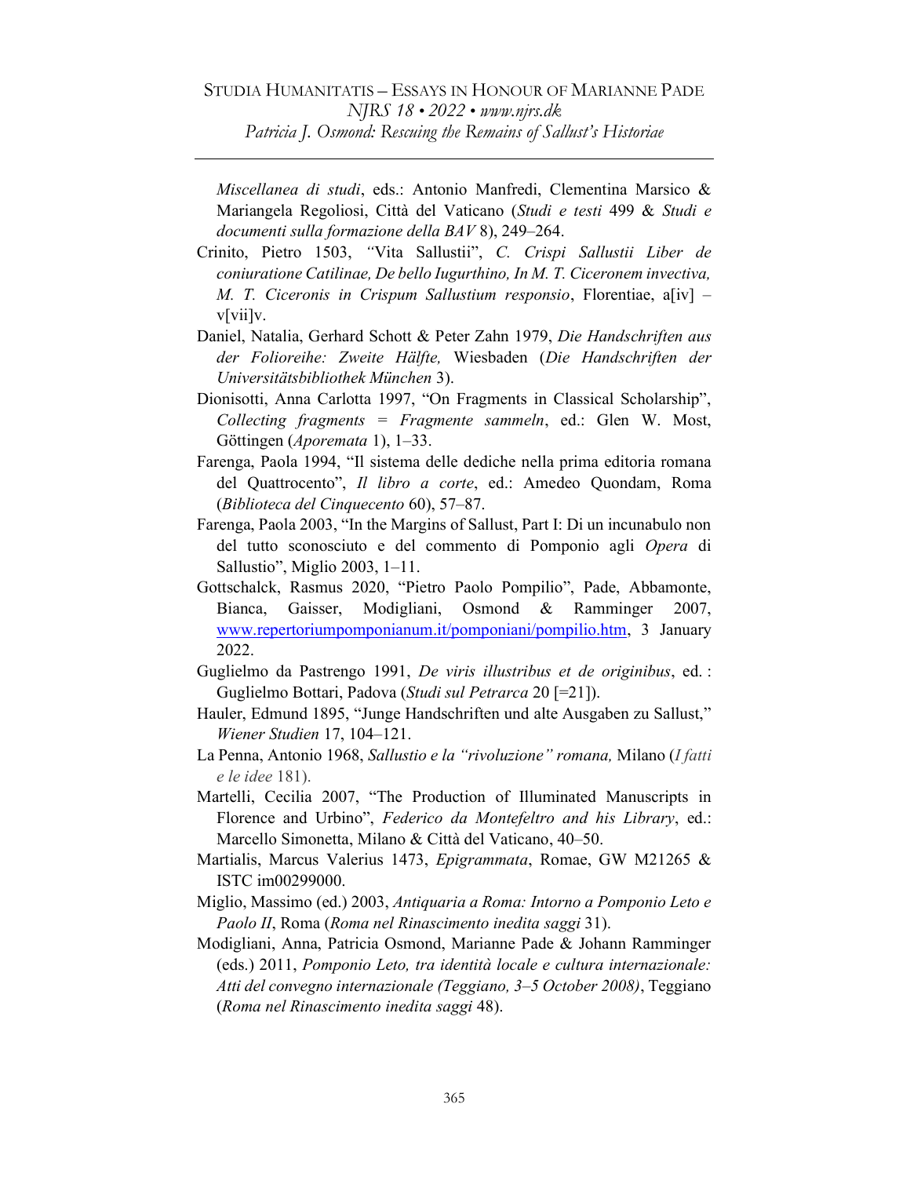*Miscellanea di studi*, eds.: Antonio Manfredi, Clementina Marsico & Mariangela Regoliosi, Città del Vaticano (*Studi e testi* 499 & *Studi e documenti sulla formazione della BAV* 8), 249–264.

Crinito, Pietro 1503, "Vita Sallustii", *C. Crispi Sallustii Liber de coniuratione Catilinae, De bello Iugurthino, In M. T. Ciceronem invectiva, M. T. Ciceronis in Crispum Sallustium responsio*, Florentiae, a[iv] – v[vii]v.

Daniel, Natalia, Gerhard Schott & Peter Zahn 1979, *Die Handschriften aus der Folioreihe: Zweite Hälfte,* Wiesbaden (*Die Handschriften der Universitätsbibliothek München* 3).

Dionisotti, Anna Carlotta 1997, "On Fragments in Classical Scholarship", *Collecting fragments = Fragmente sammeln*, ed.: Glen W. Most, Göttingen (*Aporemata* 1), 1–33.

Farenga, Paola 1994, "Il sistema delle dediche nella prima editoria romana del Quattrocento", *Il libro a corte*, ed.: Amedeo Quondam, Roma (*Biblioteca del Cinquecento* 60), 57–87.

Farenga, Paola 2003, "In the Margins of Sallust, Part I: Di un incunabulo non del tutto sconosciuto e del commento di Pomponio agli *Opera* di Sallustio", Miglio 2003, 1–11.

Gottschalck, Rasmus 2020, "Pietro Paolo Pompilio", Pade, Abbamonte, Bianca, Gaisser, Modigliani, Osmond & Ramminger 2007, www.repertoriumpomponianum.it/pomponiani/pompilio.htm, 3 January 2022.

Guglielmo da Pastrengo 1991, *De viris illustribus et de originibus*, ed. : Guglielmo Bottari, Padova (*Studi sul Petrarca* 20 [=21]).

Hauler, Edmund 1895, "Junge Handschriften und alte Ausgaben zu Sallust," *Wiener Studien* 17, 104–121.

La Penna, Antonio 1968, *Sallustio e la "rivoluzione" romana,* Milano (*I fatti e le idee* 181).

Martelli, Cecilia 2007, "The Production of Illuminated Manuscripts in Florence and Urbino", *Federico da Montefeltro and his Library*, ed.: Marcello Simonetta, Milano & Città del Vaticano, 40–50.

Martialis, Marcus Valerius 1473, *Epigrammata*, Romae, GW M21265 & ISTC im00299000.

Miglio, Massimo (ed.) 2003, *Antiquaria a Roma: Intorno a Pomponio Leto e Paolo II*, Roma (*Roma nel Rinascimento inedita saggi* 31).

Modigliani, Anna, Patricia Osmond, Marianne Pade & Johann Ramminger (eds.) 2011, *Pomponio Leto, tra identità locale e cultura internazionale: Atti del convegno internazionale (Teggiano, 3–5 October 2008)*, Teggiano (*Roma nel Rinascimento inedita saggi* 48).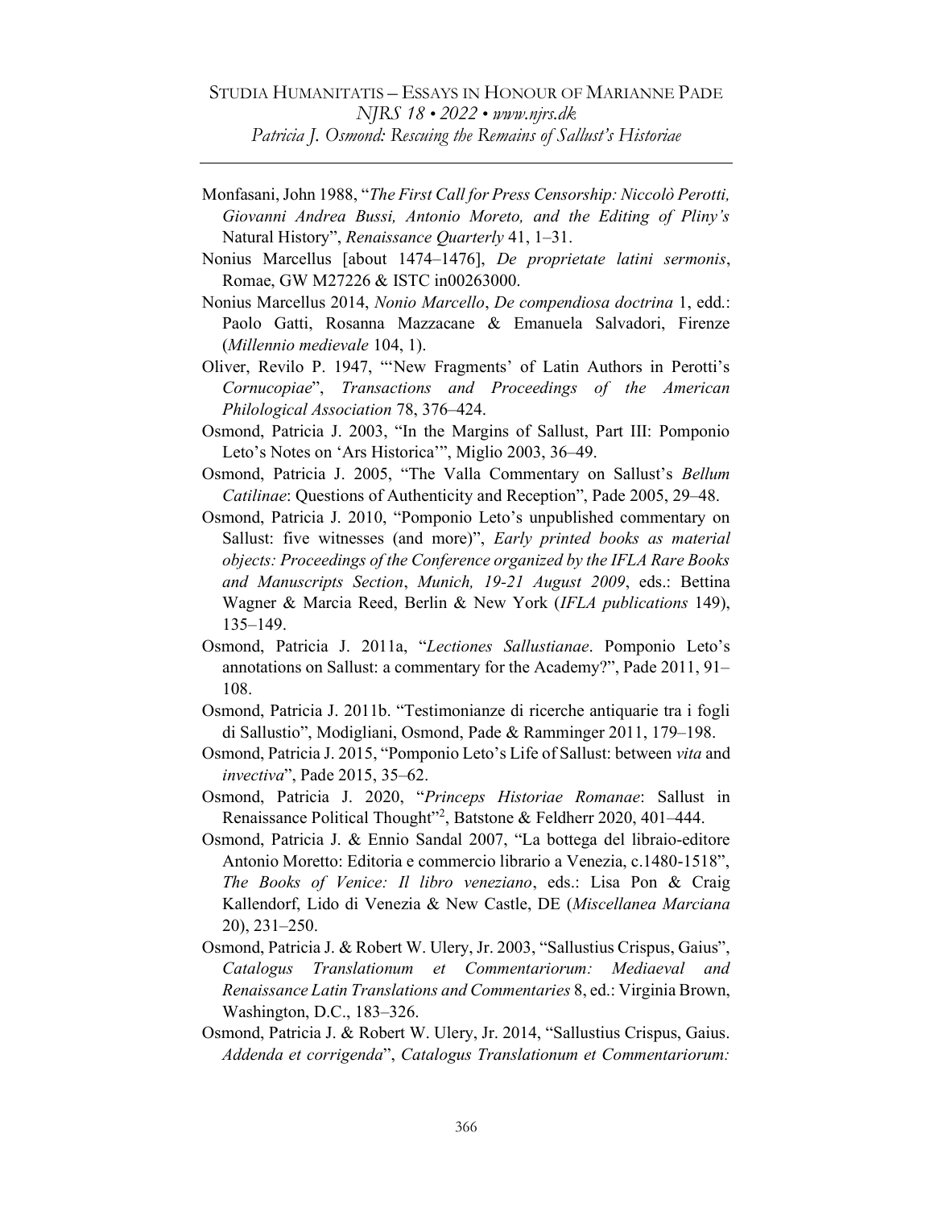Monfasani, John 1988, "*The First Call for Press Censorship: Niccolò Perotti, Giovanni Andrea Bussi, Antonio Moreto, and the Editing of Pliny's* Natural History", *Renaissance Quarterly* 41, 1–31.

Nonius Marcellus [about 1474–1476], *De proprietate latini sermonis*, Romae, GW M27226 & ISTC in00263000.

Nonius Marcellus 2014, *Nonio Marcello*, *De compendiosa doctrina* 1, edd.: Paolo Gatti, Rosanna Mazzacane & Emanuela Salvadori, Firenze (*Millennio medievale* 104, 1).

Oliver, Revilo P. 1947, "'New Fragments' of Latin Authors in Perotti's *Cornucopiae*", *Transactions and Proceedings of the American Philological Association* 78, 376–424.

Osmond, Patricia J. 2003, "In the Margins of Sallust, Part III: Pomponio Leto's Notes on 'Ars Historica'", Miglio 2003, 36–49.

Osmond, Patricia J. 2005, "The Valla Commentary on Sallust's *Bellum Catilinae*: Questions of Authenticity and Reception", Pade 2005, 29–48.

Osmond, Patricia J. 2010, "Pomponio Leto's unpublished commentary on Sallust: five witnesses (and more)", *Early printed books as material objects: Proceedings of the Conference organized by the IFLA Rare Books and Manuscripts Section*, *Munich, 19-21 August 2009*, eds.: Bettina Wagner & Marcia Reed, Berlin & New York (*IFLA publications* 149), 135–149.

Osmond, Patricia J. 2011a, "*Lectiones Sallustianae*. Pomponio Leto's annotations on Sallust: a commentary for the Academy?", Pade 2011, 91–108.

Osmond, Patricia J. 2011b. "Testimonianze di ricerche antiquarie tra i fogli di Sallustio", Modigliani, Osmond, Pade & Ramminger 2011, 179–198.

Osmond, Patricia J. 2015, "Pomponio Leto's Life of Sallust: between *vita* and *invectiva*", Pade 2015, 35–62.

Osmond, Patricia J. 2020, "*Princeps Historiae Romanae*: Sallust in Renaissance Political Thought"[2], Batstone & Feldherr 2020, 401–444.

Osmond, Patricia J. & Ennio Sandal 2007, "La bottega del libraio-editore Antonio Moretto: Editoria e commercio librario a Venezia, c.1480-1518", *The Books of Venice: Il libro veneziano*, eds.: Lisa Pon & Craig Kallendorf, Lido di Venezia & New Castle, DE (*Miscellanea Marciana* 20), 231–250.

Osmond, Patricia J. & Robert W. Ulery, Jr. 2003, "Sallustius Crispus, Gaius", *Catalogus Translationum et Commentariorum: Mediaeval and Renaissance Latin Translations and Commentaries* 8, ed.: Virginia Brown, Washington, D.C., 183–326.

Osmond, Patricia J. & Robert W. Ulery, Jr. 2014, "Sallustius Crispus, Gaius. *Addenda et corrigenda*", *Catalogus Translationum et Commentariorum:*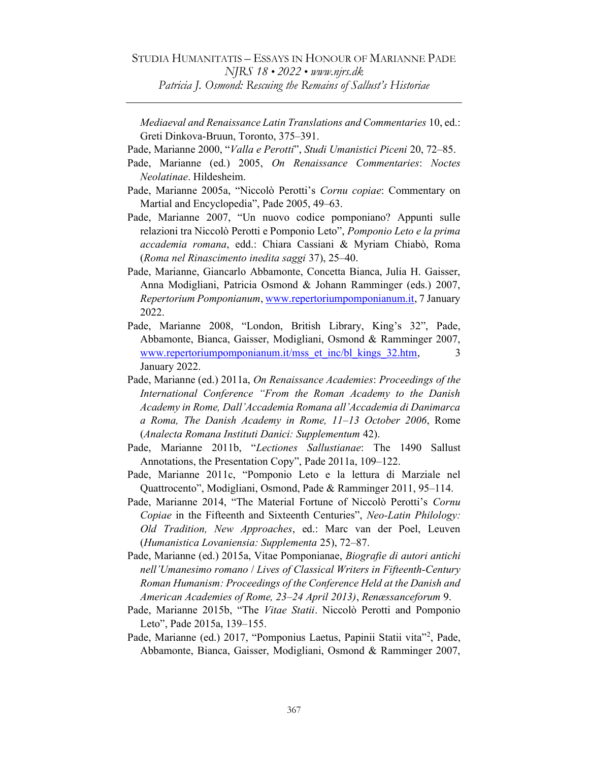*Mediaeval and Renaissance Latin Translations and Commentaries* 10, ed.: Greti Dinkova-Bruun, Toronto, 375–391.

Pade, Marianne 2000, "*Valla e Perotti*", *Studi Umanistici Piceni* 20, 72–85.

Pade, Marianne (ed.) 2005, *On Renaissance Commentaries*: *Noctes Neolatinae*. Hildesheim.

Pade, Marianne 2005a, "Niccolò Perotti's *Cornu copiae*: Commentary on Martial and Encyclopedia", Pade 2005, 49–63.

Pade, Marianne 2007, "Un nuovo codice pomponiano? Appunti sulle relazioni tra Niccolò Perotti e Pomponio Leto", *Pomponio Leto e la prima accademia romana*, edd.: Chiara Cassiani & Myriam Chiabò, Roma (*Roma nel Rinascimento inedita saggi* 37), 25–40.

Pade, Marianne, Giancarlo Abbamonte, Concetta Bianca, Julia H. Gaisser, Anna Modigliani, Patricia Osmond & Johann Ramminger (eds.) 2007, *Repertorium Pomponianum*, www.repertoriumpomponianum.it, 7 January 2022.

Pade, Marianne 2008, "London, British Library, King's 32", Pade, Abbamonte, Bianca, Gaisser, Modigliani, Osmond & Ramminger 2007, www.repertoriumpomponianum.it/mss_et_inc/bl_kings_32.htm, 3 January 2022.

Pade, Marianne (ed.) 2011a, *On Renaissance Academies*: *Proceedings of the International Conference "From the Roman Academy to the Danish Academy in Rome, Dall'Accademia Romana all'Accademia di Danimarca a Roma, The Danish Academy in Rome, 11–13 October 2006*, Rome (*Analecta Romana Instituti Danici: Supplementum* 42).

Pade, Marianne 2011b, "*Lectiones Sallustianae*: The 1490 Sallust Annotations, the Presentation Copy", Pade 2011a, 109–122.

Pade, Marianne 2011c, "Pomponio Leto e la lettura di Marziale nel Quattrocento", Modigliani, Osmond, Pade & Ramminger 2011, 95–114.

Pade, Marianne 2014, "The Material Fortune of Niccolò Perotti's *Cornu Copiae* in the Fifteenth and Sixteenth Centuries", *Neo-Latin Philology: Old Tradition, New Approaches*, ed.: Marc van der Poel, Leuven (*Humanistica Lovaniensia: Supplementa* 25), 72–87.

Pade, Marianne (ed.) 2015a, Vitae Pomponianae, *Biografie di autori antichi nell'Umanesimo romano* / *Lives of Classical Writers in Fifteenth-Century Roman Humanism: Proceedings of the Conference Held at the Danish and American Academies of Rome, 23–24 April 2013)*, *Renæssanceforum* 9.

Pade, Marianne 2015b, "The *Vitae Statii*. Niccolò Perotti and Pomponio Leto", Pade 2015a, 139–155.

Pade, Marianne (ed.) 2017, "Pomponius Laetus, Papinii Statii vita"[2], Pade, Abbamonte, Bianca, Gaisser, Modigliani, Osmond & Ramminger 2007,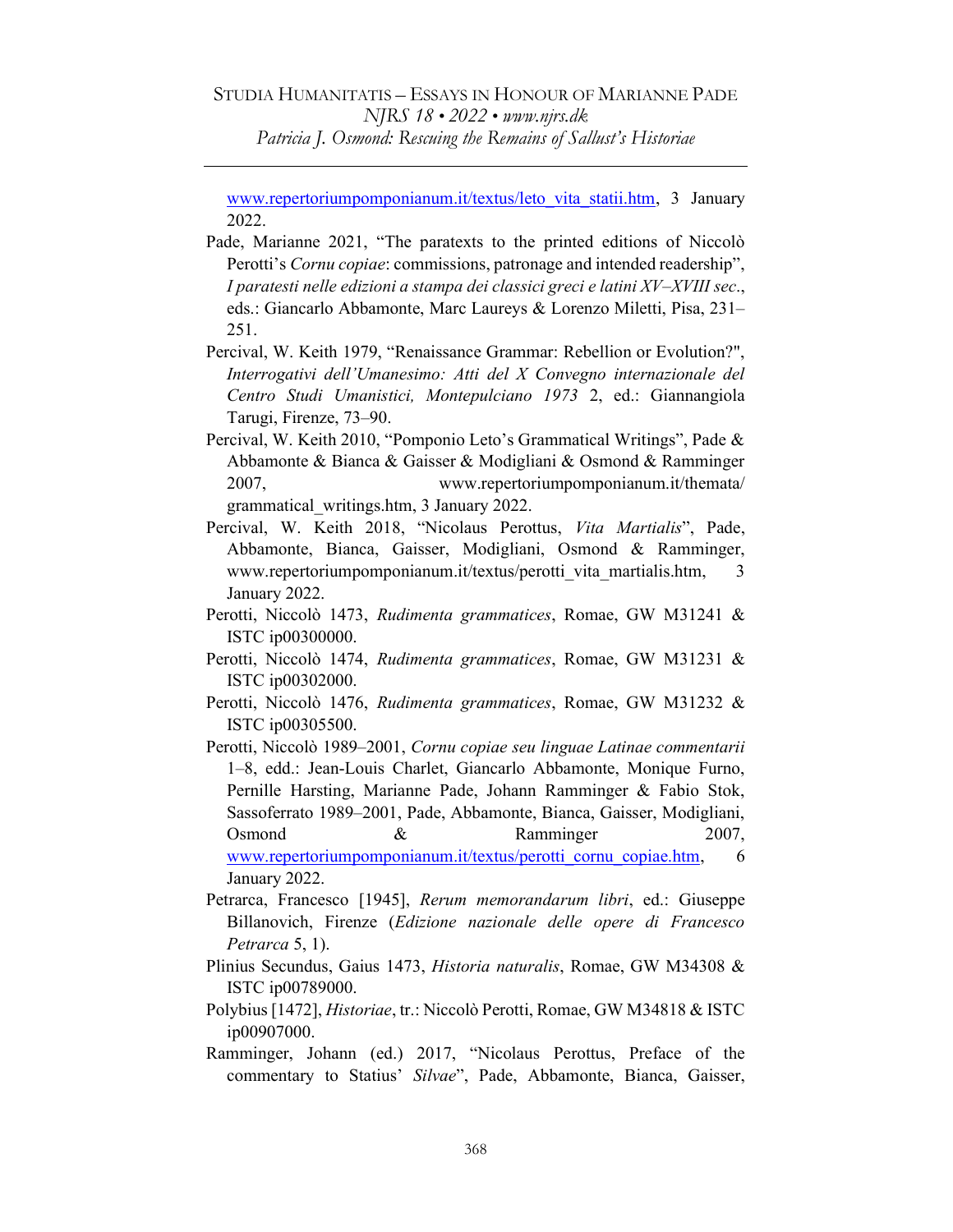www.repertoriumpomponianum.it/textus/leto_vita_statii.htm, 3 January 2022.

Pade, Marianne 2021, "The paratexts to the printed editions of Niccolò Perotti's *Cornu copiae*: commissions, patronage and intended readership", *I paratesti nelle edizioni a stampa dei classici greci e latini XV–XVIII sec*., eds.: Giancarlo Abbamonte, Marc Laureys & Lorenzo Miletti, Pisa, 231–251.

Percival, W. Keith 1979, "Renaissance Grammar: Rebellion or Evolution?", *Interrogativi dell'Umanesimo: Atti del X Convegno internazionale del Centro Studi Umanistici, Montepulciano 1973* 2, ed.: Giannangiola Tarugi, Firenze, 73–90.

Percival, W. Keith 2010, "Pomponio Leto's Grammatical Writings", Pade & Abbamonte & Bianca & Gaisser & Modigliani & Osmond & Ramminger 2007, www.repertoriumpomponianum.it/themata/grammatical_writings.htm, 3 January 2022.

Percival, W. Keith 2018, "Nicolaus Perottus, *Vita Martialis*", Pade, Abbamonte, Bianca, Gaisser, Modigliani, Osmond & Ramminger, www.repertoriumpomponianum.it/textus/perotti_vita_martialis.htm, 3 January 2022.

Perotti, Niccolò 1473, *Rudimenta grammatices*, Romae, GW M31241 & ISTC ip00300000.

Perotti, Niccolò 1474, *Rudimenta grammatices*, Romae, GW M31231 & ISTC ip00302000.

Perotti, Niccolò 1476, *Rudimenta grammatices*, Romae, GW M31232 & ISTC ip00305500.

Perotti, Niccolò 1989–2001, *Cornu copiae seu linguae Latinae commentarii* 1–8, edd.: Jean-Louis Charlet, Giancarlo Abbamonte, Monique Furno, Pernille Harsting, Marianne Pade, Johann Ramminger & Fabio Stok, Sassoferrato 1989–2001, Pade, Abbamonte, Bianca, Gaisser, Modigliani, Osmond & Ramminger 2007, www.repertoriumpomponianum.it/textus/perotti_cornu_copiae.htm, 6 January 2022.

Petrarca, Francesco [1945], *Rerum memorandarum libri*, ed.: Giuseppe Billanovich, Firenze (*Edizione nazionale delle opere di Francesco Petrarca* 5, 1).

Plinius Secundus, Gaius 1473, *Historia naturalis*, Romae, GW M34308 & ISTC ip00789000.

Polybius [1472], *Historiae*, tr.: Niccolò Perotti, Romae, GW M34818 & ISTC ip00907000.

Ramminger, Johann (ed.) 2017, "Nicolaus Perottus, Preface of the commentary to Statius' *Silvae*", Pade, Abbamonte, Bianca, Gaisser,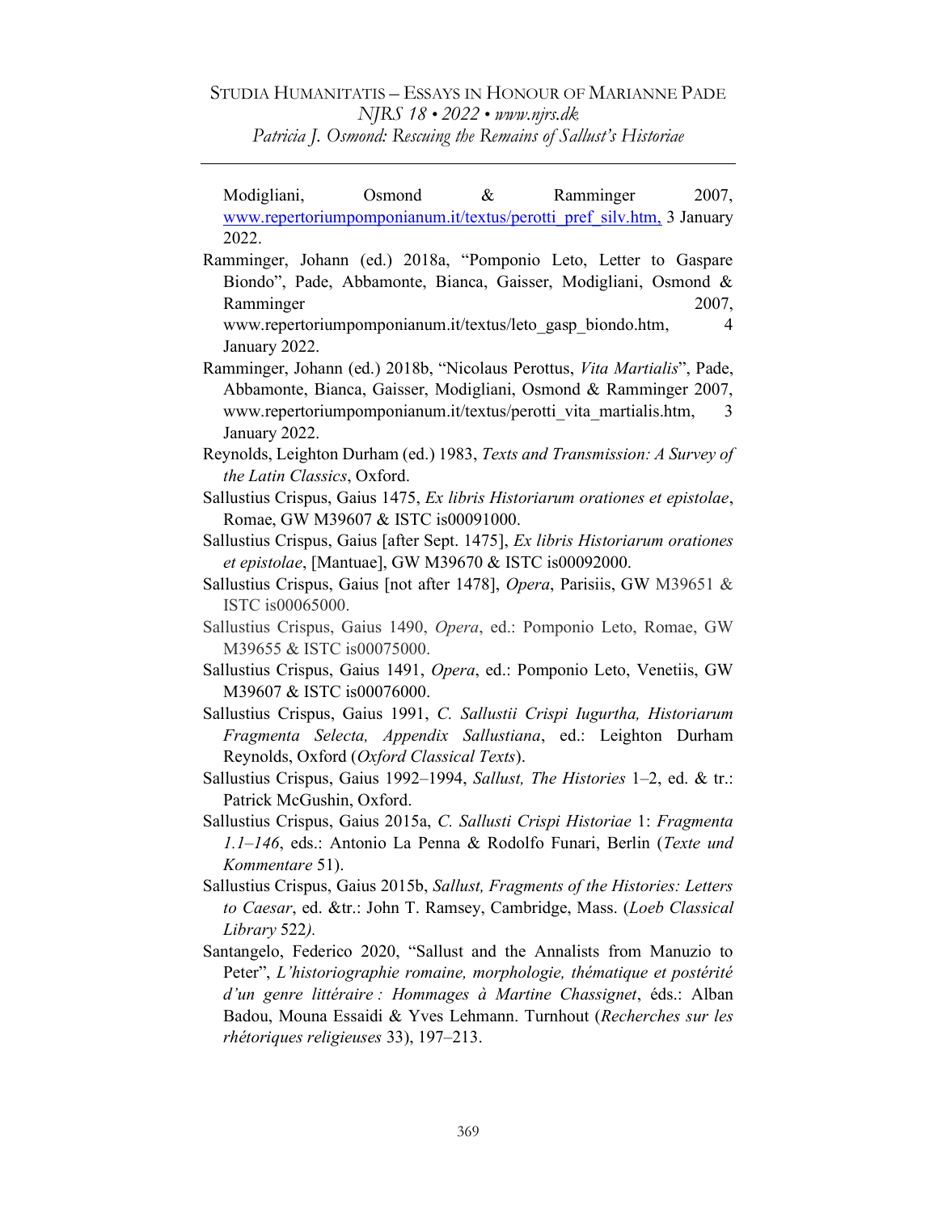Modigliani, Osmond & Ramminger 2007, www.repertoriumpomponianum.it/textus/perotti_pref_silv.htm, 3 January 2022.

Ramminger, Johann (ed.) 2018a, "Pomponio Leto, Letter to Gaspare Biondo", Pade, Abbamonte, Bianca, Gaisser, Modigliani, Osmond & Ramminger 2007, www.repertoriumpomponianum.it/textus/leto_gasp_biondo.htm, 4 January 2022.

Ramminger, Johann (ed.) 2018b, "Nicolaus Perottus, *Vita Martialis*", Pade, Abbamonte, Bianca, Gaisser, Modigliani, Osmond & Ramminger 2007, www.repertoriumpomponianum.it/textus/perotti_vita_martialis.htm, 3 January 2022.

Reynolds, Leighton Durham (ed.) 1983, *Texts and Transmission: A Survey of the Latin Classics*, Oxford.

Sallustius Crispus, Gaius 1475, *Ex libris Historiarum orationes et epistolae*, Romae, GW M39607 & ISTC is00091000.

Sallustius Crispus, Gaius [after Sept. 1475], *Ex libris Historiarum orationes et epistolae*, [Mantuae], GW M39670 & ISTC is00092000.

Sallustius Crispus, Gaius [not after 1478], *Opera*, Parisiis, GW M39651 & ISTC is00065000.

Sallustius Crispus, Gaius 1490, *Opera*, ed.: Pomponio Leto, Romae, GW M39655 & ISTC is00075000.

Sallustius Crispus, Gaius 1491, *Opera*, ed.: Pomponio Leto, Venetiis, GW M39607 & ISTC is00076000.

Sallustius Crispus, Gaius 1991, *C. Sallustii Crispi Iugurtha, Historiarum Fragmenta Selecta, Appendix Sallustiana*, ed.: Leighton Durham Reynolds, Oxford (*Oxford Classical Texts*).

Sallustius Crispus, Gaius 1992–1994, *Sallust, The Histories* 1–2, ed. & tr.: Patrick McGushin, Oxford.

Sallustius Crispus, Gaius 2015a, *C. Sallusti Crispi Historiae* 1: *Fragmenta 1.1–146*, eds.: Antonio La Penna & Rodolfo Funari, Berlin (*Texte und Kommentare* 51).

Sallustius Crispus, Gaius 2015b, *Sallust, Fragments of the Histories: Letters to Caesar*, ed. &tr.: John T. Ramsey, Cambridge, Mass. (*Loeb Classical Library* 522*).*

Santangelo, Federico 2020, "Sallust and the Annalists from Manuzio to Peter", *L'historiographie romaine, morphologie, thématique et postérité d'un genre littéraire : Hommages à Martine Chassignet*, éds.: Alban Badou, Mouna Essaidi & Yves Lehmann. Turnhout (*Recherches sur les rhétoriques religieuses* 33), 197–213.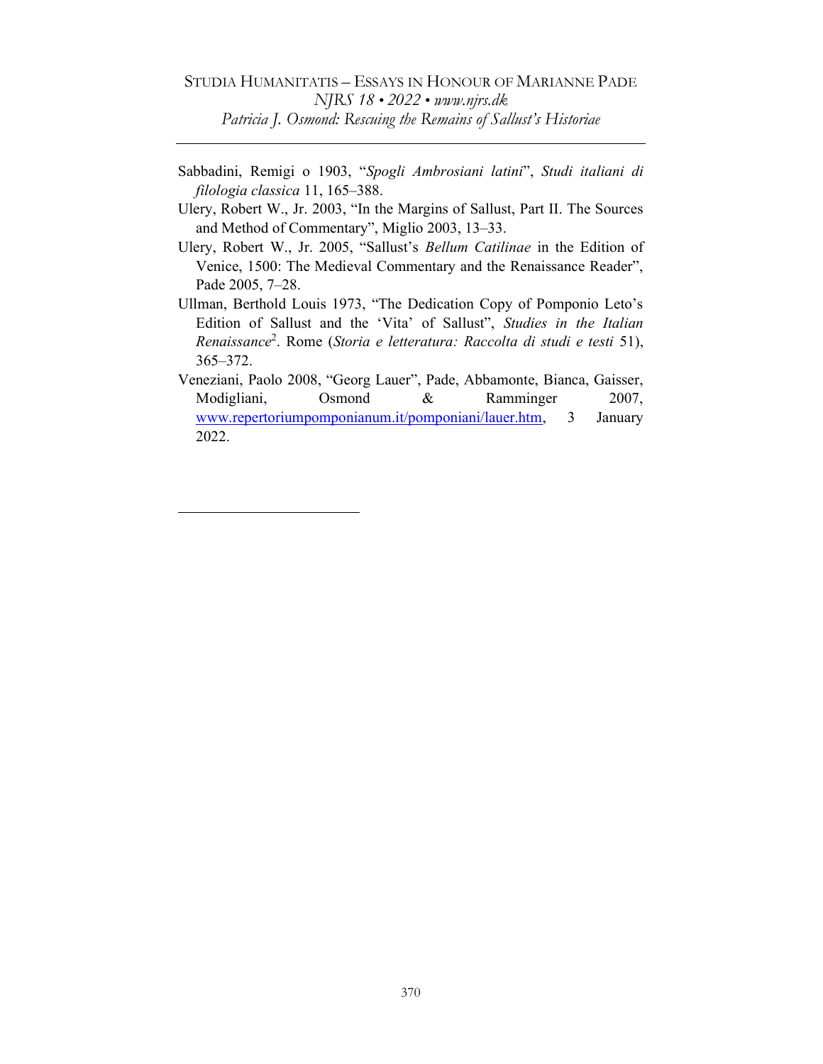Sabbadini, Remigi o 1903, "*Spogli Ambrosiani latini*", *Studi italiani di filologia classica* 11, 165–388.

Ulery, Robert W., Jr. 2003, "In the Margins of Sallust, Part II. The Sources and Method of Commentary", Miglio 2003, 13–33.

Ulery, Robert W., Jr. 2005, "Sallust's *Bellum Catilinae* in the Edition of Venice, 1500: The Medieval Commentary and the Renaissance Reader", Pade 2005, 7–28.

Ullman, Berthold Louis 1973, "The Dedication Copy of Pomponio Leto's Edition of Sallust and the 'Vita' of Sallust", *Studies in the Italian Renaissance*[2]. Rome (*Storia e letteratura: Raccolta di studi e testi* 51), 365–372.

Veneziani, Paolo 2008, "Georg Lauer", Pade, Abbamonte, Bianca, Gaisser, Modigliani, Osmond & Ramminger 2007, www.repertoriumpomponianum.it/pomponiani/lauer.htm, 3 January 2022.